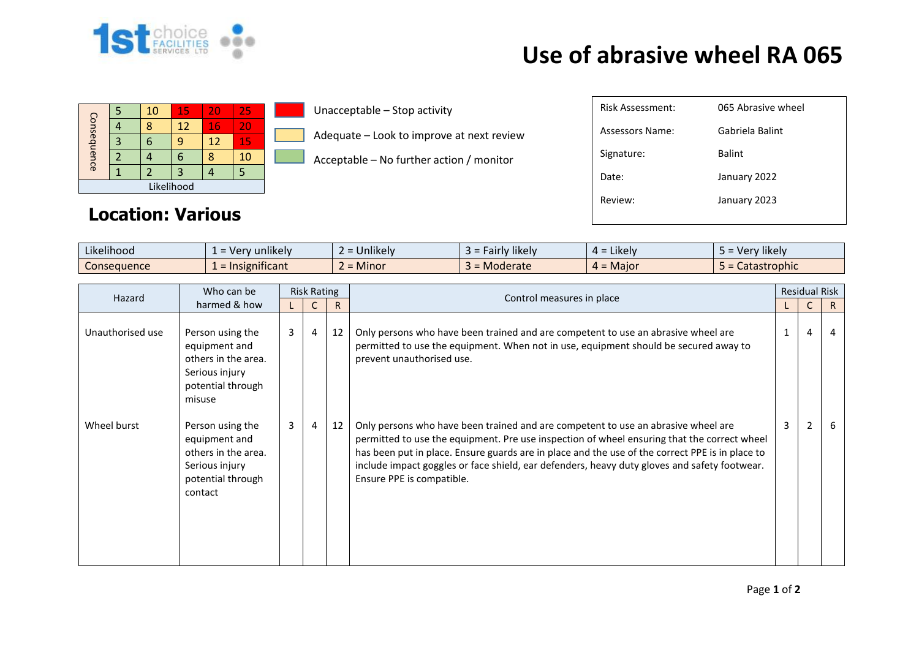# Use of abrasive wheel RA 065

| Consequence | | | | | |
|---|---|---|---|---|---|
| | 5 | 10 | 15 | 20 | 25 |
| | 4 | 8 | 12 | 16 | 20 |
| | 3 | 6 | 9 | 12 | 15 |
| | 2 | 4 | 6 | 8 | 10 |
| | 1 | 2 | 3 | 4 | 5 |
| Likelihood | | | | | |

- Unacceptable – Stop activity
- Adequate – Look to improve at next review
- Acceptable – No further action / monitor

| | |
|---|---|
| Risk Assessment: | 065 Abrasive wheel |
| Assessors Name: | Gabriela Balint |
| Signature: | Balint |
| Date: | January 2022 |
| Review: | January 2023 |

## Location: Various

| | | | | | |
|---|---|---|---|---|---|
| Likelihood | 1 = Very unlikely | 2 = Unlikely | 3 = Fairly likely | 4 = Likely | 5 = Very likely |
| Consequence | 1 = Insignificant | 2 = Minor | 3 = Moderate | 4 = Major | 5 = Catastrophic |

| Hazard | Who can be harmed & how | Risk Rating | | | Control measures in place | Residual Risk | | |
|---|---|---|---|---|---|---|---|---|
| | | L | C | R | | L | C | R |
| Unauthorised use | Person using the equipment and others in the area. Serious injury potential through misuse | 3 | 4 | 12 | Only persons who have been trained and are competent to use an abrasive wheel are permitted to use the equipment. When not in use, equipment should be secured away to prevent unauthorised use. | 1 | 4 | 4 |
| Wheel burst | Person using the equipment and others in the area. Serious injury potential through contact | 3 | 4 | 12 | Only persons who have been trained and are competent to use an abrasive wheel are permitted to use the equipment. Pre use inspection of wheel ensuring that the correct wheel has been put in place. Ensure guards are in place and the use of the correct PPE is in place to include impact goggles or face shield, ear defenders, heavy duty gloves and safety footwear. Ensure PPE is compatible. | 3 | 2 | 6 |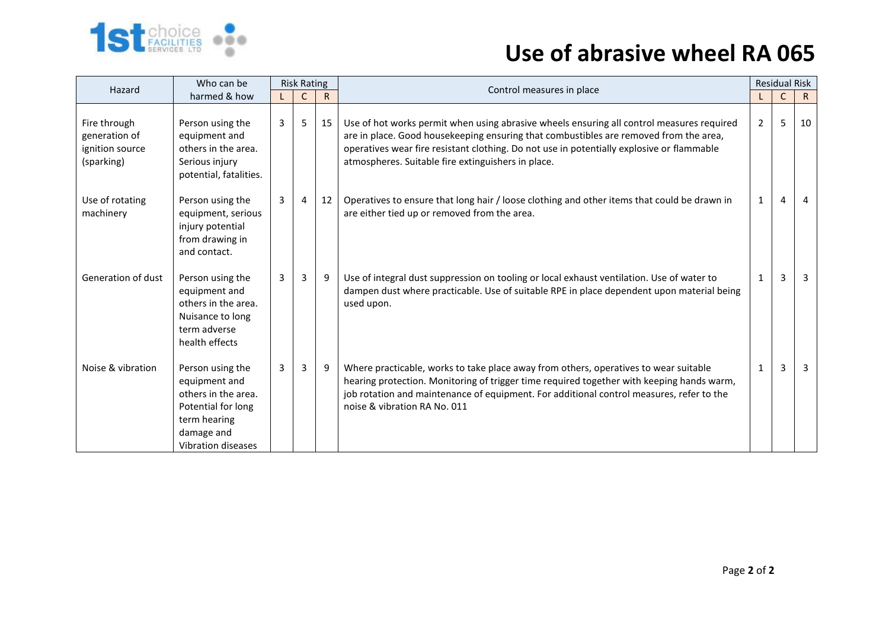# Use of abrasive wheel RA 065

| Hazard | Who can be harmed & how | Risk Rating | | | Control measures in place | Residual Risk | | |
|---|---|---|---|---|---|---|---|---|
| | | L | C | R | | L | C | R |
| Fire through generation of ignition source (sparking) | Person using the equipment and others in the area. Serious injury potential, fatalities. | 3 | 5 | 15 | Use of hot works permit when using abrasive wheels ensuring all control measures required are in place. Good housekeeping ensuring that combustibles are removed from the area, operatives wear fire resistant clothing. Do not use in potentially explosive or flammable atmospheres. Suitable fire extinguishers in place. | 2 | 5 | 10 |
| Use of rotating machinery | Person using the equipment, serious injury potential from drawing in and contact. | 3 | 4 | 12 | Operatives to ensure that long hair / loose clothing and other items that could be drawn in are either tied up or removed from the area. | 1 | 4 | 4 |
| Generation of dust | Person using the equipment and others in the area. Nuisance to long term adverse health effects | 3 | 3 | 9 | Use of integral dust suppression on tooling or local exhaust ventilation. Use of water to dampen dust where practicable. Use of suitable RPE in place dependent upon material being used upon. | 1 | 3 | 3 |
| Noise & vibration | Person using the equipment and others in the area. Potential for long term hearing damage and Vibration diseases | 3 | 3 | 9 | Where practicable, works to take place away from others, operatives to wear suitable hearing protection. Monitoring of trigger time required together with keeping hands warm, job rotation and maintenance of equipment. For additional control measures, refer to the noise & vibration RA No. 011 | 1 | 3 | 3 |